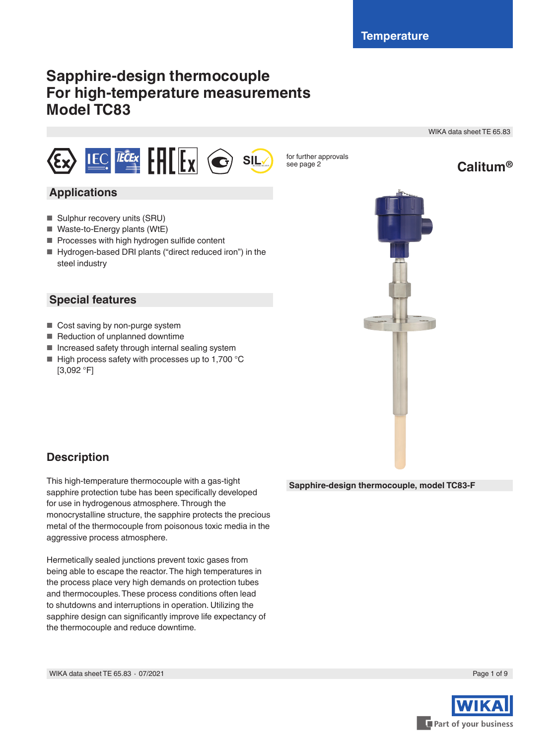Temperature

# Sapphire-design thermocouple
# For high-temperature measurements
# Model TC83

WIKA data sheet TE 65.83

for further approvals see page 2

Calitum®

## Applications

- Sulphur recovery units (SRU)
- Waste-to-Energy plants (WtE)
- Processes with high hydrogen sulfide content
- Hydrogen-based DRI plants ("direct reduced iron") in the steel industry

## Special features

- Cost saving by non-purge system
- Reduction of unplanned downtime
- Increased safety through internal sealing system
- High process safety with processes up to 1,700 °C [3,092 °F]

**Sapphire-design thermocouple, model TC83-F**

## Description

This high-temperature thermocouple with a gas-tight sapphire protection tube has been specifically developed for use in hydrogenous atmosphere. Through the monocrystalline structure, the sapphire protects the precious metal of the thermocouple from poisonous toxic media in the aggressive process atmosphere.

Hermetically sealed junctions prevent toxic gases from being able to escape the reactor. The high temperatures in the process place very high demands on protection tubes and thermocouples. These process conditions often lead to shutdowns and interruptions in operation. Utilizing the sapphire design can significantly improve life expectancy of the thermocouple and reduce downtime.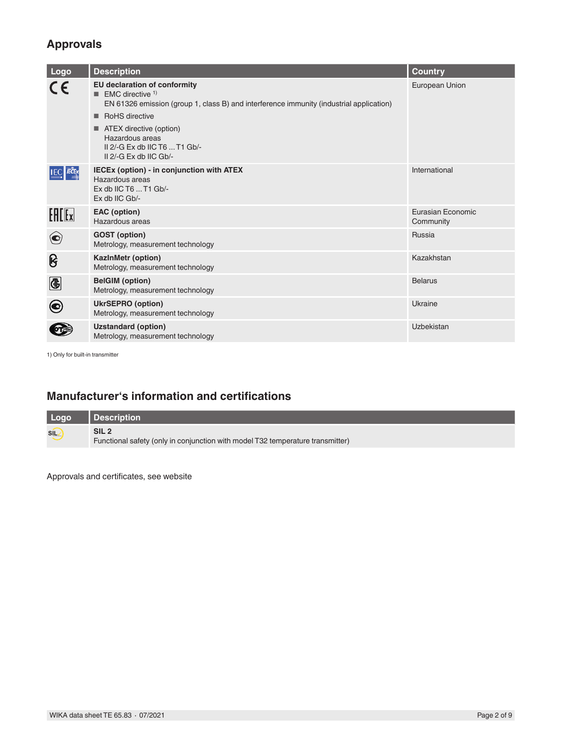## Approvals

| Logo | Description | Country |
|---|---|---|
| | **EU declaration of conformity**<br>■ EMC directive [1]<br>EN 61326 emission (group 1, class B) and interference immunity (industrial application)<br>■ RoHS directive<br>■ ATEX directive (option)<br>Hazardous areas<br>II 2/-G Ex db IIC T6 ... T1 Gb/-<br>II 2/-G Ex db IIC Gb/- | European Union |
| | **IECEx (option) - in conjunction with ATEX**<br>Hazardous areas<br>Ex db IIC T6 ... T1 Gb/-<br>Ex db IIC Gb/- | International |
| | **EAC (option)**<br>Hazardous areas | Eurasian Economic Community |
| | **GOST (option)**<br>Metrology, measurement technology | Russia |
| | **KazInMetr (option)**<br>Metrology, measurement technology | Kazakhstan |
| | **BelGIM (option)**<br>Metrology, measurement technology | Belarus |
| | **UkrSEPRO (option)**<br>Metrology, measurement technology | Ukraine |
| | **Uzstandard (option)**<br>Metrology, measurement technology | Uzbekistan |

1) Only for built-in transmitter

## Manufacturer's information and certifications

| Logo | Description |
|---|---|
| | **SIL 2**<br>Functional safety (only in conjunction with model T32 temperature transmitter) |

Approvals and certificates, see website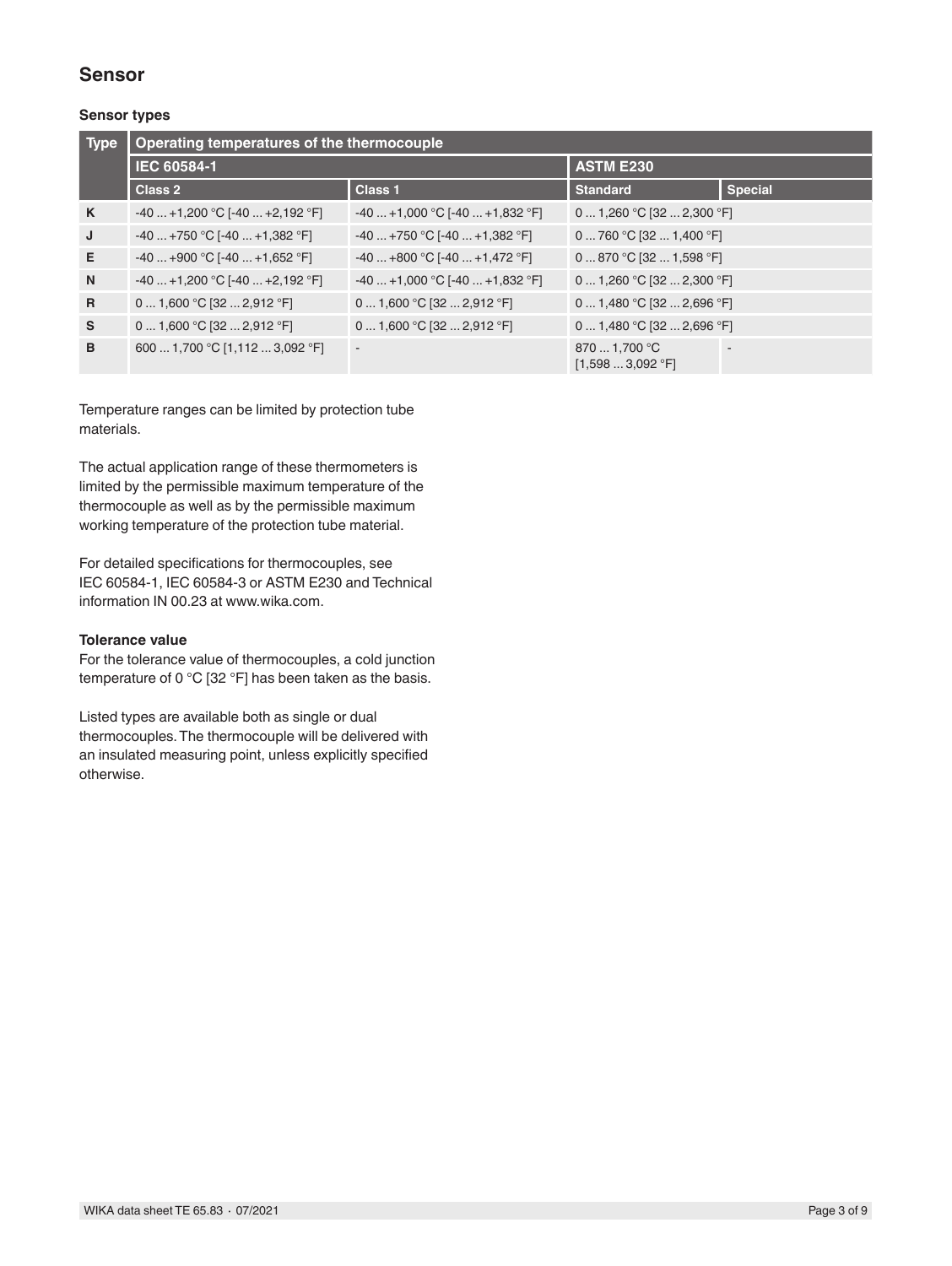## Sensor

### Sensor types

| Type | Operating temperatures of the thermocouple | | | |
|---|---|---|---|---|
| | IEC 60584-1 | | ASTM E230 | |
| | Class 2 | Class 1 | Standard | Special |
| K | -40 ... +1,200 °C [-40 ... +2,192 °F] | -40 ... +1,000 °C [-40 ... +1,832 °F] | 0 ... 1,260 °C [32 ... 2,300 °F] | |
| J | -40 ... +750 °C [-40 ... +1,382 °F] | -40 ... +750 °C [-40 ... +1,382 °F] | 0 ... 760 °C [32 ... 1,400 °F] | |
| E | -40 ... +900 °C [-40 ... +1,652 °F] | -40 ... +800 °C [-40 ... +1,472 °F] | 0 ... 870 °C [32 ... 1,598 °F] | |
| N | -40 ... +1,200 °C [-40 ... +2,192 °F] | -40 ... +1,000 °C [-40 ... +1,832 °F] | 0 ... 1,260 °C [32 ... 2,300 °F] | |
| R | 0 ... 1,600 °C [32 ... 2,912 °F] | 0 ... 1,600 °C [32 ... 2,912 °F] | 0 ... 1,480 °C [32 ... 2,696 °F] | |
| S | 0 ... 1,600 °C [32 ... 2,912 °F] | 0 ... 1,600 °C [32 ... 2,912 °F] | 0 ... 1,480 °C [32 ... 2,696 °F] | |
| B | 600 ... 1,700 °C [1,112 ... 3,092 °F] | - | 870 ... 1,700 °C [1,598 ... 3,092 °F] | - |

Temperature ranges can be limited by protection tube materials.

The actual application range of these thermometers is limited by the permissible maximum temperature of the thermocouple as well as by the permissible maximum working temperature of the protection tube material.

For detailed specifications for thermocouples, see IEC 60584-1, IEC 60584-3 or ASTM E230 and Technical information IN 00.23 at www.wika.com.

**Tolerance value**

For the tolerance value of thermocouples, a cold junction temperature of 0 °C [32 °F] has been taken as the basis.

Listed types are available both as single or dual thermocouples. The thermocouple will be delivered with an insulated measuring point, unless explicitly specified otherwise.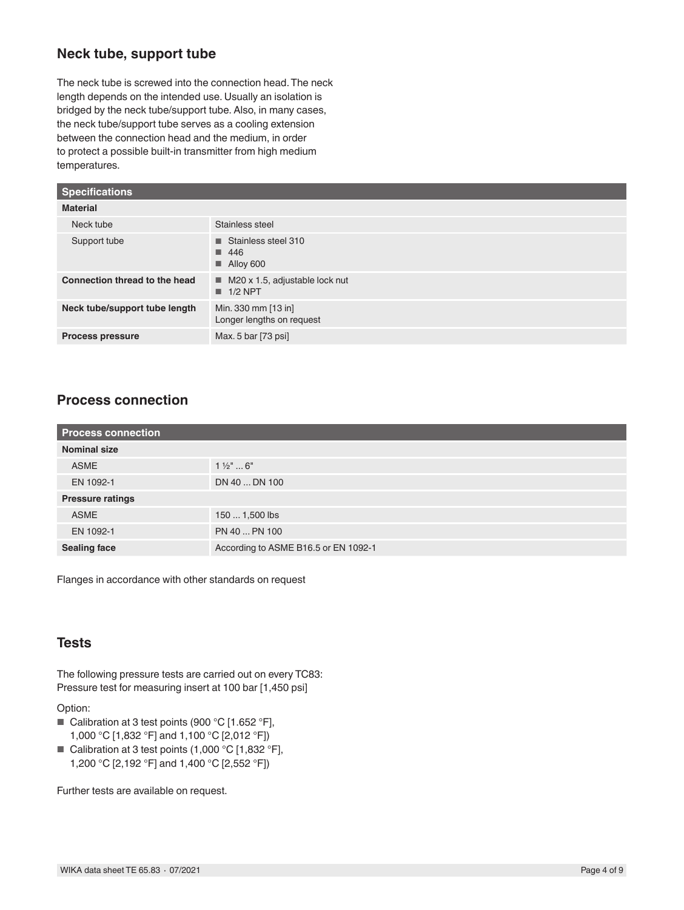## Neck tube, support tube

The neck tube is screwed into the connection head. The neck length depends on the intended use. Usually an isolation is bridged by the neck tube/support tube. Also, in many cases, the neck tube/support tube serves as a cooling extension between the connection head and the medium, in order to protect a possible built-in transmitter from high medium temperatures.

| Specifications | |
|---|---|
| **Material** | |
| Neck tube | Stainless steel |
| Support tube | ■ Stainless steel 310<br>■ 446<br>■ Alloy 600 |
| **Connection thread to the head** | ■ M20 x 1.5, adjustable lock nut<br>■ 1/2 NPT |
| **Neck tube/support tube length** | Min. 330 mm [13 in]<br>Longer lengths on request |
| **Process pressure** | Max. 5 bar [73 psi] |

## Process connection

| Process connection | |
|---|---|
| **Nominal size** | |
| ASME | 1 ½" ... 6" |
| EN 1092-1 | DN 40 ... DN 100 |
| **Pressure ratings** | |
| ASME | 150 ... 1,500 lbs |
| EN 1092-1 | PN 40 ... PN 100 |
| **Sealing face** | According to ASME B16.5 or EN 1092-1 |

Flanges in accordance with other standards on request

## Tests

The following pressure tests are carried out on every TC83:
Pressure test for measuring insert at 100 bar [1,450 psi]

Option:
- Calibration at 3 test points (900 °C [1.652 °F], 1,000 °C [1,832 °F] and 1,100 °C [2,012 °F])
- Calibration at 3 test points (1,000 °C [1,832 °F], 1,200 °C [2,192 °F] and 1,400 °C [2,552 °F])

Further tests are available on request.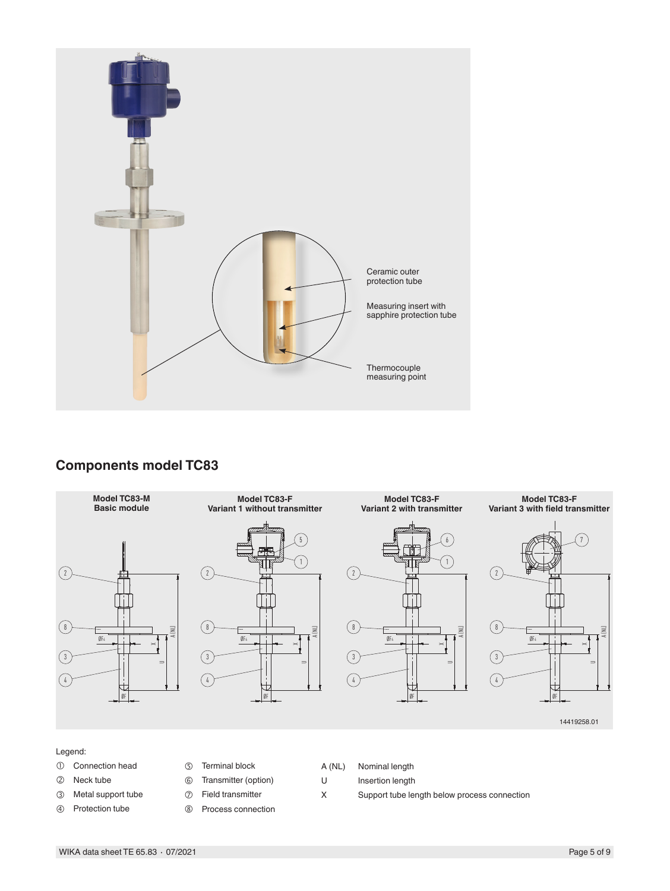Ceramic outer protection tube

Measuring insert with sapphire protection tube

Thermocouple measuring point

## Components model TC83

Model TC83-M
Basic module

Model TC83-F
Variant 1 without transmitter

Model TC83-F
Variant 2 with transmitter

Model TC83-F
Variant 3 with field transmitter

14419258.01

Legend:

| | | | | | |
|---|---|---|---|---|---|
| ① | Connection head | ⑤ | Terminal block | A (NL) | Nominal length |
| ② | Neck tube | ⑥ | Transmitter (option) | U | Insertion length |
| ③ | Metal support tube | ⑦ | Field transmitter | X | Support tube length below process connection |
| ④ | Protection tube | ⑧ | Process connection | | |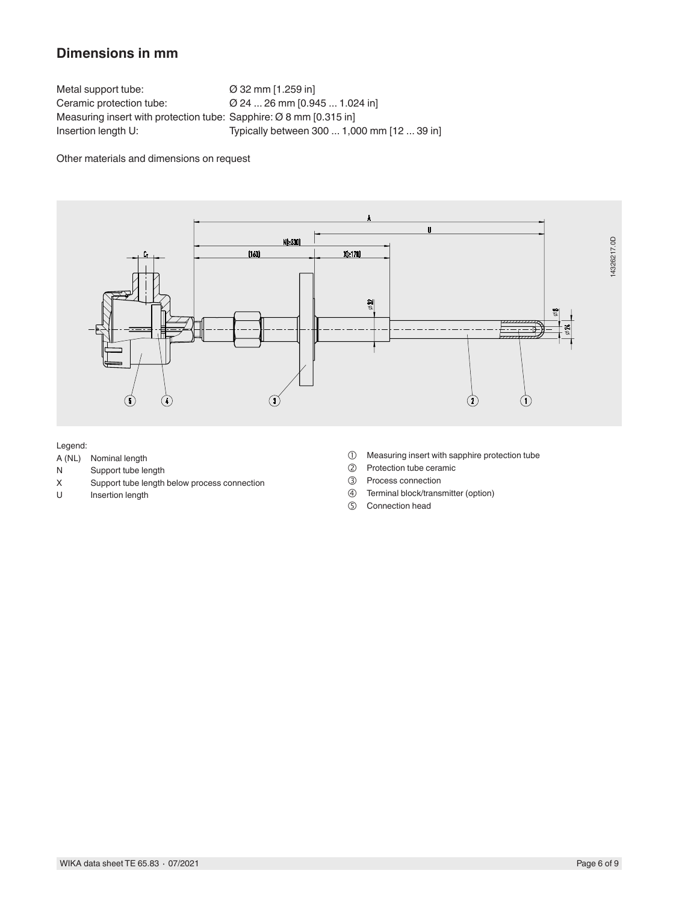## Dimensions in mm

Metal support tube: Ø 32 mm [1.259 in]
Ceramic protection tube: Ø 24 ... 26 mm [0.945 ... 1.024 in]
Measuring insert with protection tube: Sapphire: Ø 8 mm [0.315 in]
Insertion length U: Typically between 300 ... 1,000 mm [12 ... 39 in]

Other materials and dimensions on request

A
U
N(≥330)
(160)
X(≥170)
$C_T$
ø 32
ø 8
ø 24
14326217.0D

Legend:

A (NL) Nominal length
N Support tube length
X Support tube length below process connection
U Insertion length

① Measuring insert with sapphire protection tube
② Protection tube ceramic
③ Process connection
④ Terminal block/transmitter (option)
⑤ Connection head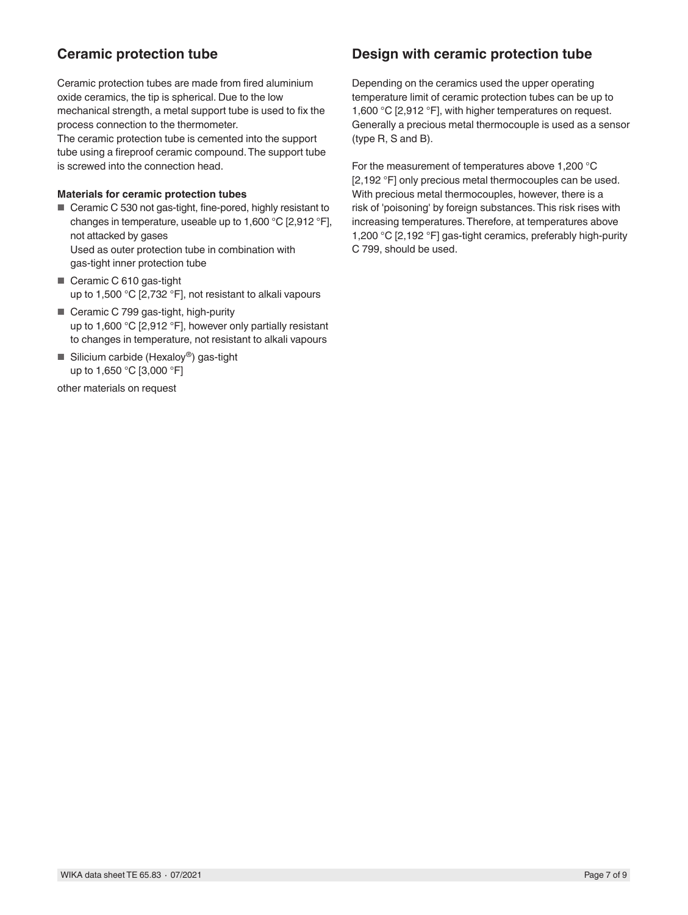## Ceramic protection tube

Ceramic protection tubes are made from fired aluminium oxide ceramics, the tip is spherical. Due to the low mechanical strength, a metal support tube is used to fix the process connection to the thermometer.
The ceramic protection tube is cemented into the support tube using a fireproof ceramic compound. The support tube is screwed into the connection head.

**Materials for ceramic protection tubes**

- Ceramic C 530 not gas-tight, fine-pored, highly resistant to changes in temperature, useable up to 1,600 °C [2,912 °F], not attacked by gases
  Used as outer protection tube in combination with gas-tight inner protection tube
- Ceramic C 610 gas-tight
  up to 1,500 °C [2,732 °F], not resistant to alkali vapours
- Ceramic C 799 gas-tight, high-purity
  up to 1,600 °C [2,912 °F], however only partially resistant to changes in temperature, not resistant to alkali vapours
- Silicium carbide (Hexaloy®) gas-tight
  up to 1,650 °C [3,000 °F]

other materials on request

## Design with ceramic protection tube

Depending on the ceramics used the upper operating temperature limit of ceramic protection tubes can be up to 1,600 °C [2,912 °F], with higher temperatures on request. Generally a precious metal thermocouple is used as a sensor (type R, S and B).

For the measurement of temperatures above 1,200 °C [2,192 °F] only precious metal thermocouples can be used. With precious metal thermocouples, however, there is a risk of 'poisoning' by foreign substances. This risk rises with increasing temperatures. Therefore, at temperatures above 1,200 °C [2,192 °F] gas-tight ceramics, preferably high-purity C 799, should be used.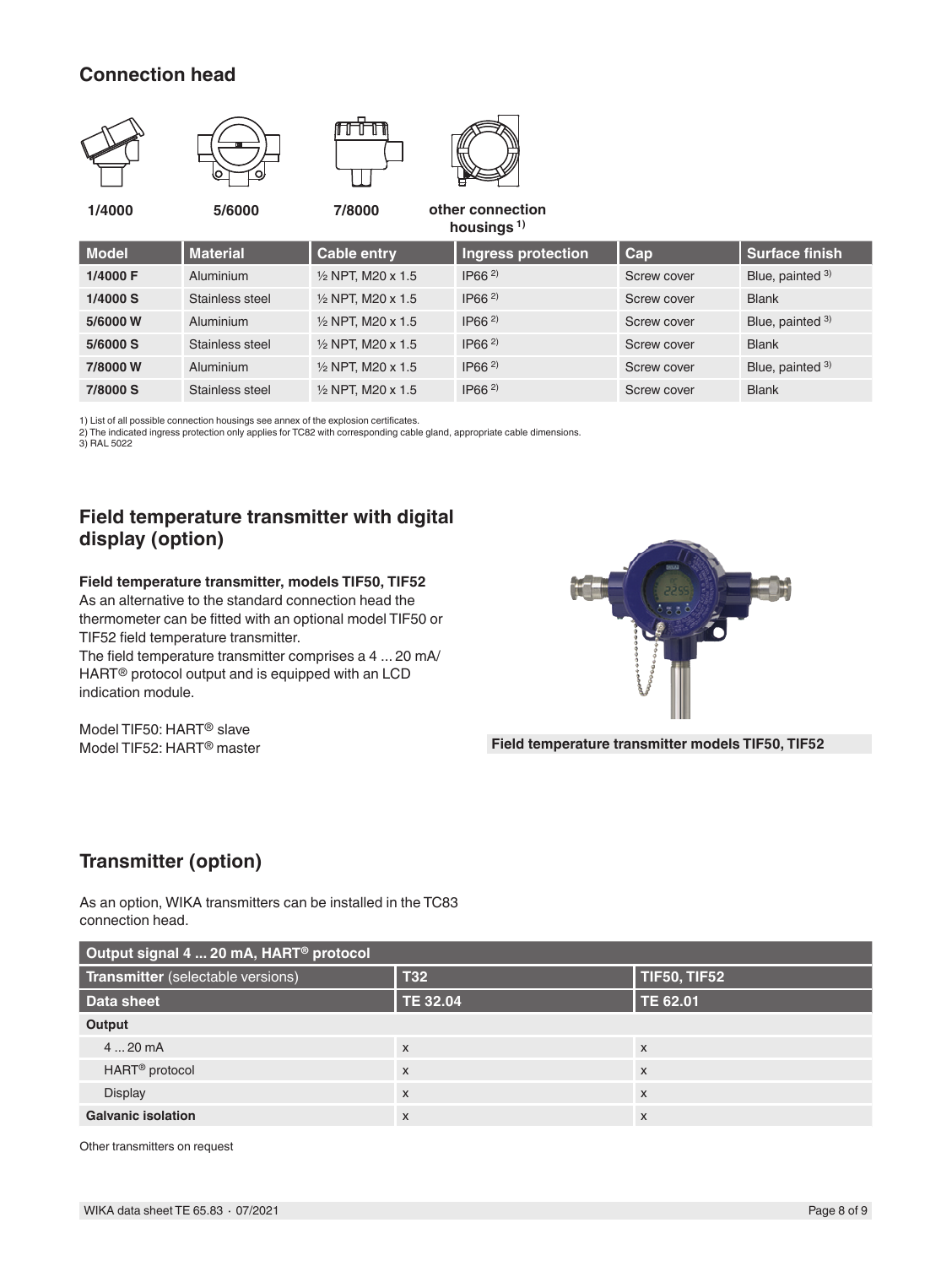## Connection head

1/4000 5/6000 7/8000 other connection housings [1)]

| Model | Material | Cable entry | Ingress protection | Cap | Surface finish |
|---|---|---|---|---|---|
| **1/4000 F** | Aluminium | ½ NPT, M20 x 1.5 | IP66 [2)] | Screw cover | Blue, painted [3)] |
| **1/4000 S** | Stainless steel | ½ NPT, M20 x 1.5 | IP66 [2)] | Screw cover | Blank |
| **5/6000 W** | Aluminium | ½ NPT, M20 x 1.5 | IP66 [2)] | Screw cover | Blue, painted [3)] |
| **5/6000 S** | Stainless steel | ½ NPT, M20 x 1.5 | IP66 [2)] | Screw cover | Blank |
| **7/8000 W** | Aluminium | ½ NPT, M20 x 1.5 | IP66 [2)] | Screw cover | Blue, painted [3)] |
| **7/8000 S** | Stainless steel | ½ NPT, M20 x 1.5 | IP66 [2)] | Screw cover | Blank |

1) List of all possible connection housings see annex of the explosion certificates.
2) The indicated ingress protection only applies for TC82 with corresponding cable gland, appropriate cable dimensions.
3) RAL 5022

## Field temperature transmitter with digital display (option)

**Field temperature transmitter, models TIF50, TIF52**
As an alternative to the standard connection head the thermometer can be fitted with an optional model TIF50 or TIF52 field temperature transmitter.
The field temperature transmitter comprises a 4 ... 20 mA/ HART® protocol output and is equipped with an LCD indication module.

Model TIF50: HART® slave
Model TIF52: HART® master

**Field temperature transmitter models TIF50, TIF52**

## Transmitter (option)

As an option, WIKA transmitters can be installed in the TC83 connection head.

| Output signal 4 ... 20 mA, HART® protocol | | |
|---|---|---|
| **Transmitter** (selectable versions) | **T32** | **TIF50, TIF52** |
| **Data sheet** | **TE 32.04** | **TE 62.01** |
| **Output** | | |
| 4 ... 20 mA | x | x |
| HART® protocol | x | x |
| Display | x | x |
| **Galvanic isolation** | x | x |

Other transmitters on request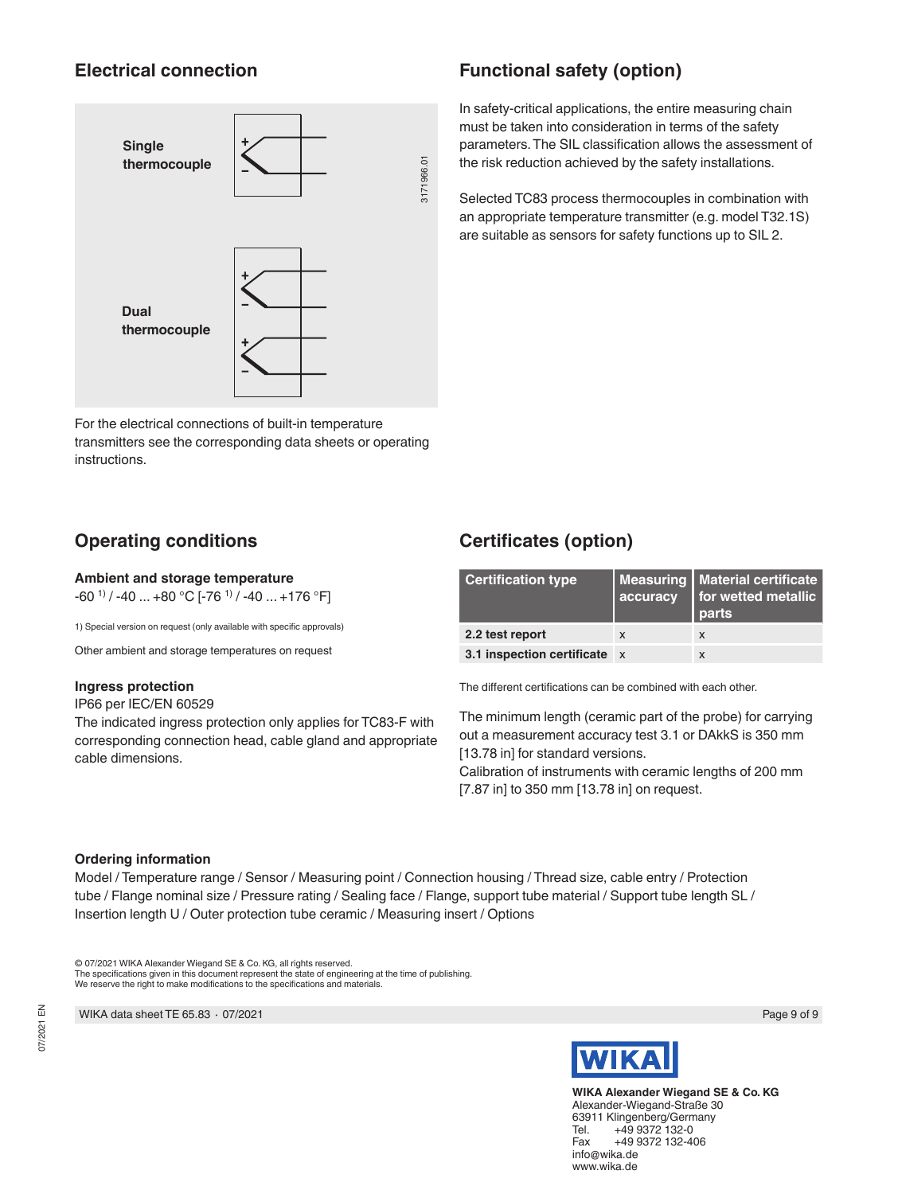## Electrical connection

Single thermocouple

Dual thermocouple

3171966.01

For the electrical connections of built-in temperature transmitters see the corresponding data sheets or operating instructions.

## Functional safety (option)

In safety-critical applications, the entire measuring chain must be taken into consideration in terms of the safety parameters. The SIL classification allows the assessment of the risk reduction achieved by the safety installations.

Selected TC83 process thermocouples in combination with an appropriate temperature transmitter (e.g. model T32.1S) are suitable as sensors for safety functions up to SIL 2.

## Operating conditions

### Ambient and storage temperature

-60 [1] / -40 ... +80 °C [-76 [1] / -40 ... +176 °F]

1) Special version on request (only available with specific approvals)

Other ambient and storage temperatures on request

### Ingress protection

IP66 per IEC/EN 60529

The indicated ingress protection only applies for TC83-F with corresponding connection head, cable gland and appropriate cable dimensions.

## Certificates (option)

| Certification type | Measuring accuracy | Material certificate for wetted metallic parts |
|---|---|---|
| **2.2 test report** | x | x |
| **3.1 inspection certificate** | x | x |

The different certifications can be combined with each other.

The minimum length (ceramic part of the probe) for carrying out a measurement accuracy test 3.1 or DAkkS is 350 mm [13.78 in] for standard versions.
Calibration of instruments with ceramic lengths of 200 mm [7.87 in] to 350 mm [13.78 in] on request.

### Ordering information

Model / Temperature range / Sensor / Measuring point / Connection housing / Thread size, cable entry / Protection tube / Flange nominal size / Pressure rating / Sealing face / Flange, support tube material / Support tube length SL / Insertion length U / Outer protection tube ceramic / Measuring insert / Options

© 07/2021 WIKA Alexander Wiegand SE & Co. KG, all rights reserved.
The specifications given in this document represent the state of engineering at the time of publishing.
We reserve the right to modify modifications to the specifications and materials.

WIKA Alexander Wiegand SE & Co. KG
Alexander-Wiegand-Straße 30
63911 Klingenberg/Germany
Tel. +49 9372 132-0
Fax +49 9372 132-406
info@wika.de
www.wika.de